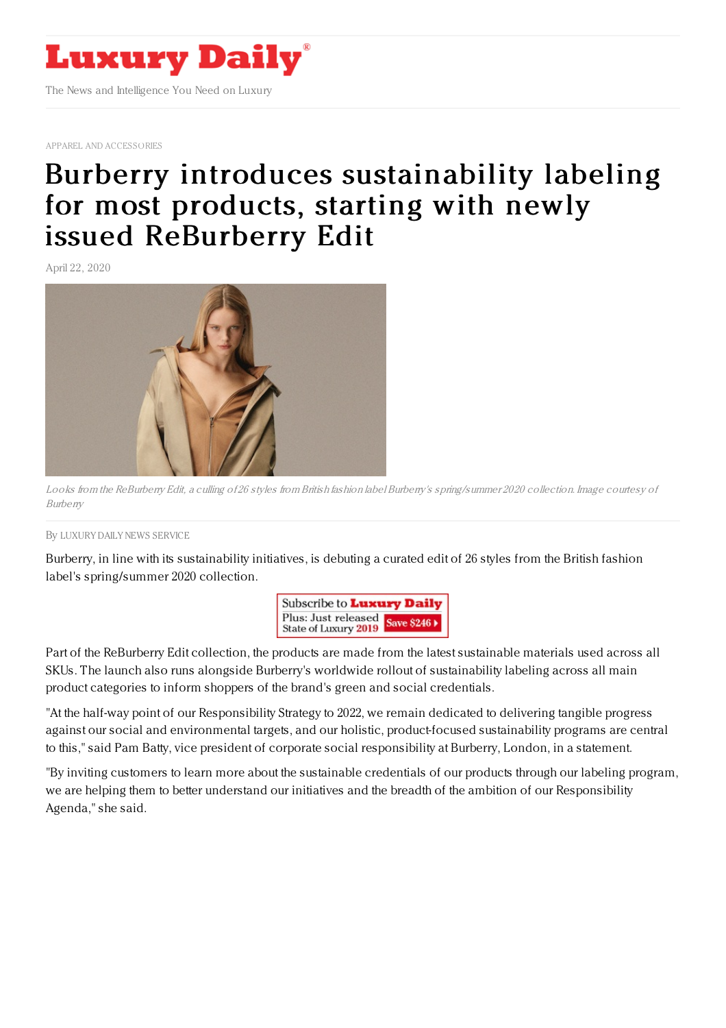# Luxury Daily

The News and Intelligence You Need on Luxury

APPAREL AND ACCESSORIES

# Burberry introduces sustainability labeling for most products, starting with newly issued ReBurberry Edit

April 22, 2020

*Looks from the ReBurberry Edit, a culling of 26 styles from British fashion label Burberry's spring/summer 2020 collection. Image courtesy of Burberry*

By LUXURY DAILY NEWS SERVICE

Burberry, in line with its sustainability initiatives, is debuting a curated edit of 26 styles from the British fashion label's spring/summer 2020 collection.

Part of the ReBurberry Edit collection, the products are made from the latest sustainable materials used across all SKUs. The launch also runs alongside Burberry's worldwide rollout of sustainability labeling across all main product categories to inform shoppers of the brand's green and social credentials.

"At the half-way point of our Responsibility Strategy to 2022, we remain dedicated to delivering tangible progress against our social and environmental targets, and our holistic, product-focused sustainability programs are central to this," said Pam Batty, vice president of corporate social responsibility at Burberry, London, in a statement.

"By inviting customers to learn more about the sustainable credentials of our products through our labeling program, we are helping them to better understand our initiatives and the breadth of the ambition of our Responsibility Agenda," she said.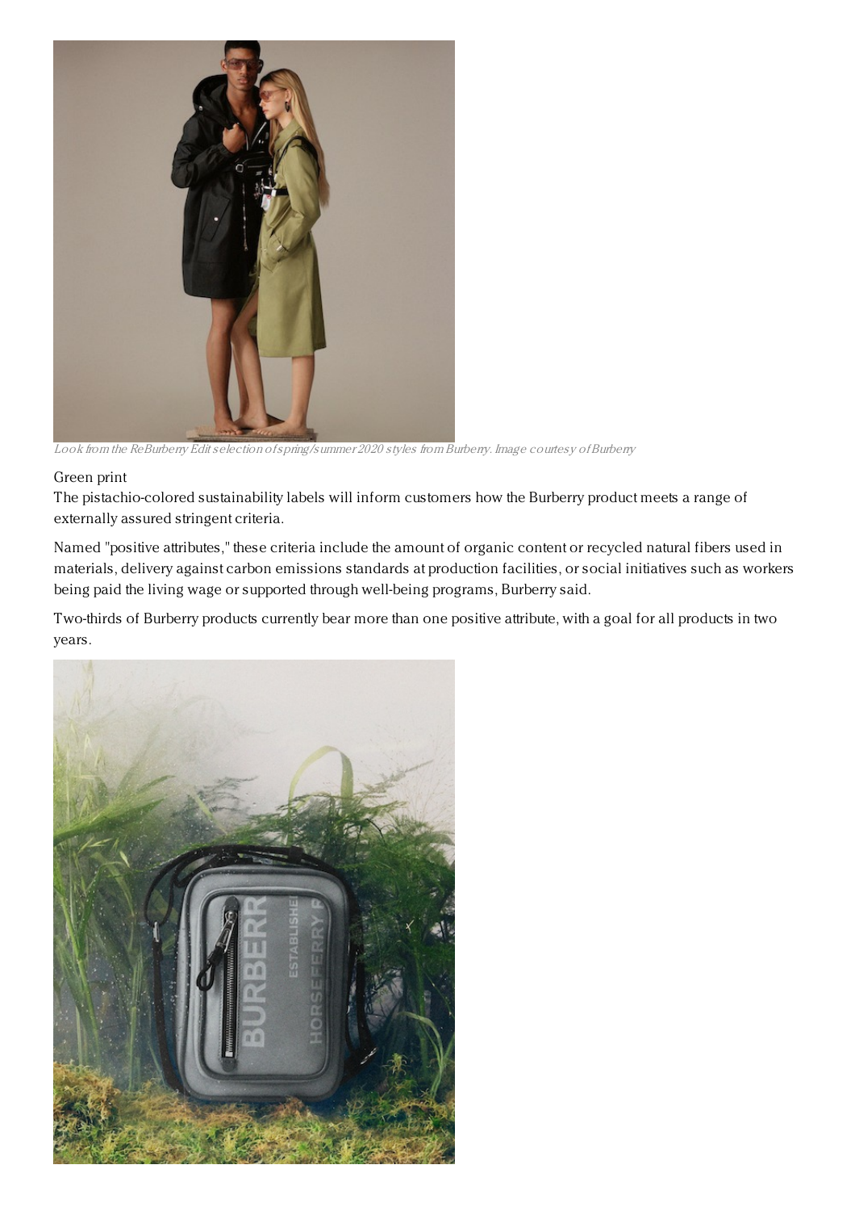Look from the ReBurberry Edit selection of spring/summer 2020 styles from Burberry. Image courtesy of Burberry

## Green print

The pistachio-colored sustainability labels will inform customers how the Burberry product meets a range of externally assured stringent criteria.

Named "positive attributes," these criteria include the amount of organic content or recycled natural fibers used in materials, delivery against carbon emissions standards at production facilities, or social initiatives such as workers being paid the living wage or supported through well-being programs, Burberry said.

Two-thirds of Burberry products currently bear more than one positive attribute, with a goal for all products in two years.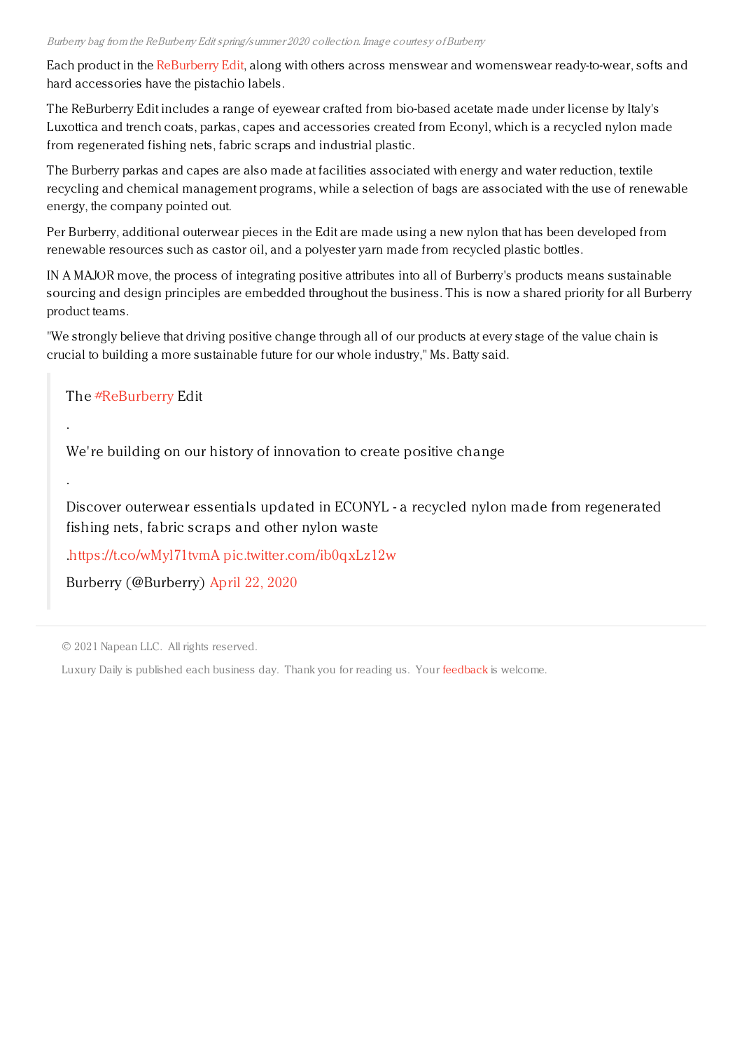*Burberry bag from the ReBurberry Edit spring/summer 2020 collection. Image courtesy of Burberry*

Each product in the ReBurberry Edit, along with others across menswear and womenswear ready-to-wear, softs and hard accessories have the pistachio labels.

The ReBurberry Edit includes a range of eyewear crafted from bio-based acetate made under license by Italy's Luxottica and trench coats, parkas, capes and accessories created from Econyl, which is a recycled nylon made from regenerated fishing nets, fabric scraps and industrial plastic.

The Burberry parkas and capes are also made at facilities associated with energy and water reduction, textile recycling and chemical management programs, while a selection of bags are associated with the use of renewable energy, the company pointed out.

Per Burberry, additional outerwear pieces in the Edit are made using a new nylon that has been developed from renewable resources such as castor oil, and a polyester yarn made from recycled plastic bottles.

IN A MAJOR move, the process of integrating positive attributes into all of Burberry's products means sustainable sourcing and design principles are embedded throughout the business. This is now a shared priority for all Burberry product teams.

"We strongly believe that driving positive change through all of our products at every stage of the value chain is crucial to building a more sustainable future for our whole industry," Ms. Batty said.

> The #ReBurberry Edit
>
> .
>
> We're building on our history of innovation to create positive change
>
> .
>
> Discover outerwear essentials updated in ECONYL - a recycled nylon made from regenerated fishing nets, fabric scraps and other nylon waste
>
> .https://t.co/wMyl71tvmA pic.twitter.com/ib0qxLz12w
>
> Burberry (@Burberry) April 22, 2020

© 2021 Napean LLC. All rights reserved.

Luxury Daily is published each business day. Thank you for reading us. Your feedback is welcome.